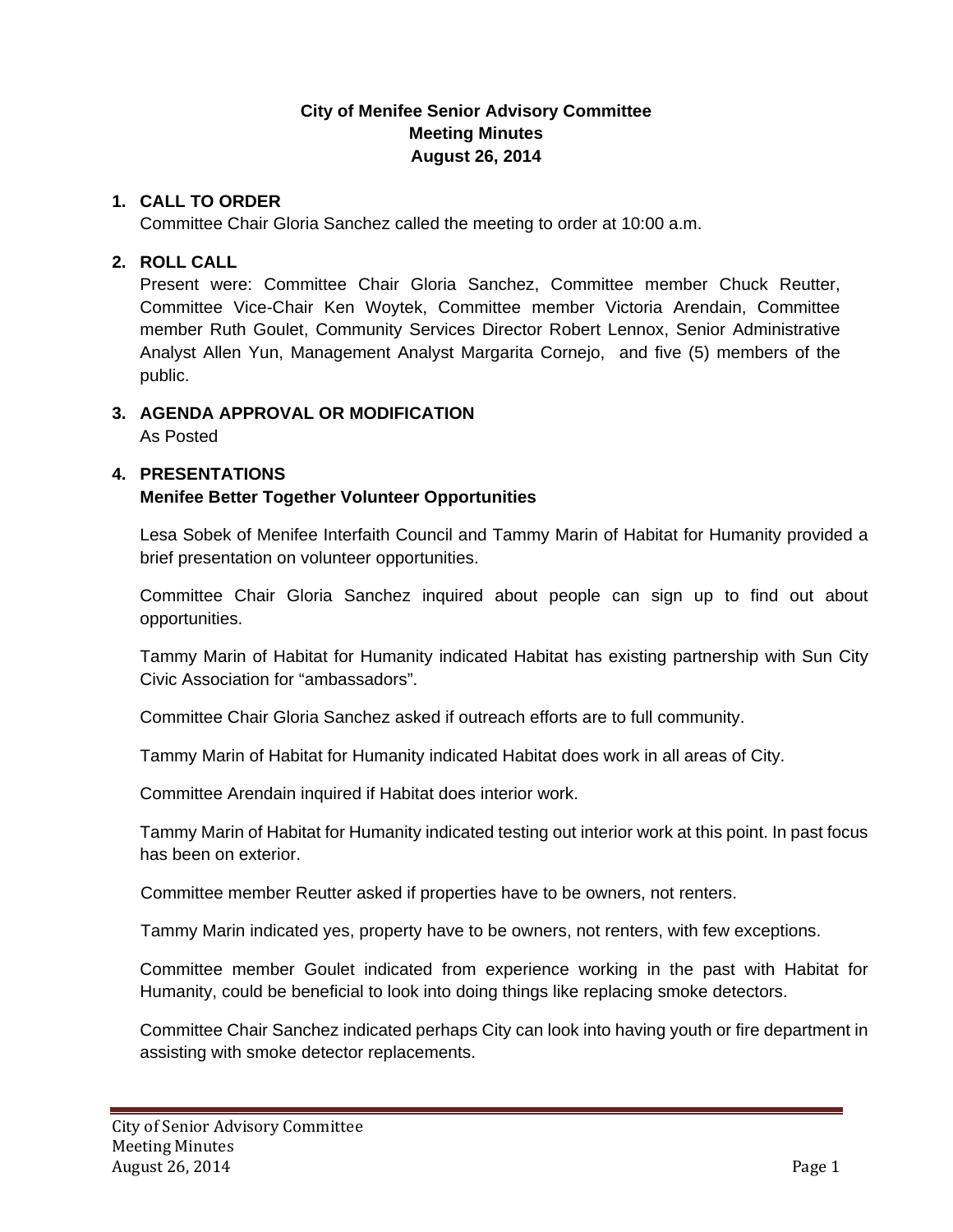**City of Menifee Senior Advisory Committee**
**Meeting Minutes**
**August 26, 2014**

**1. CALL TO ORDER**

Committee Chair Gloria Sanchez called the meeting to order at 10:00 a.m.

**2. ROLL CALL**

Present were: Committee Chair Gloria Sanchez, Committee member Chuck Reutter, Committee Vice-Chair Ken Woytek, Committee member Victoria Arendain, Committee member Ruth Goulet, Community Services Director Robert Lennox, Senior Administrative Analyst Allen Yun, Management Analyst Margarita Cornejo, and five (5) members of the public.

**3. AGENDA APPROVAL OR MODIFICATION**

As Posted

**4. PRESENTATIONS**

**Menifee Better Together Volunteer Opportunities**

Lesa Sobek of Menifee Interfaith Council and Tammy Marin of Habitat for Humanity provided a brief presentation on volunteer opportunities.

Committee Chair Gloria Sanchez inquired about people can sign up to find out about opportunities.

Tammy Marin of Habitat for Humanity indicated Habitat has existing partnership with Sun City Civic Association for "ambassadors".

Committee Chair Gloria Sanchez asked if outreach efforts are to full community.

Tammy Marin of Habitat for Humanity indicated Habitat does work in all areas of City.

Committee Arendain inquired if Habitat does interior work.

Tammy Marin of Habitat for Humanity indicated testing out interior work at this point. In past focus has been on exterior.

Committee member Reutter asked if properties have to be owners, not renters.

Tammy Marin indicated yes, property have to be owners, not renters, with few exceptions.

Committee member Goulet indicated from experience working in the past with Habitat for Humanity, could be beneficial to look into doing things like replacing smoke detectors.

Committee Chair Sanchez indicated perhaps City can look into having youth or fire department in assisting with smoke detector replacements.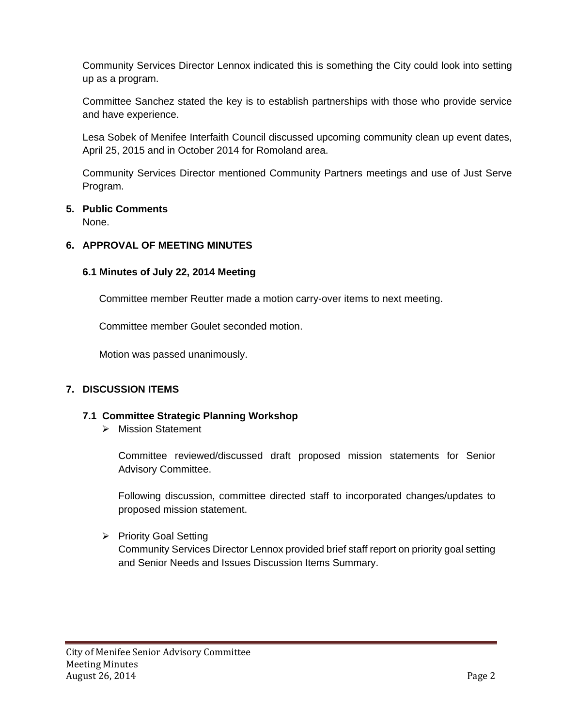Community Services Director Lennox indicated this is something the City could look into setting up as a program.

Committee Sanchez stated the key is to establish partnerships with those who provide service and have experience.

Lesa Sobek of Menifee Interfaith Council discussed upcoming community clean up event dates, April 25, 2015 and in October 2014 for Romoland area.

Community Services Director mentioned Community Partners meetings and use of Just Serve Program.

**5. Public Comments**

None.

## 6. APPROVAL OF MEETING MINUTES

### 6.1 Minutes of July 22, 2014 Meeting

Committee member Reutter made a motion carry-over items to next meeting.

Committee member Goulet seconded motion.

Motion was passed unanimously.

## 7. DISCUSSION ITEMS

### 7.1 Committee Strategic Planning Workshop

- Mission Statement

  Committee reviewed/discussed draft proposed mission statements for Senior Advisory Committee.

  Following discussion, committee directed staff to incorporated changes/updates to proposed mission statement.

- Priority Goal Setting

  Community Services Director Lennox provided brief staff report on priority goal setting and Senior Needs and Issues Discussion Items Summary.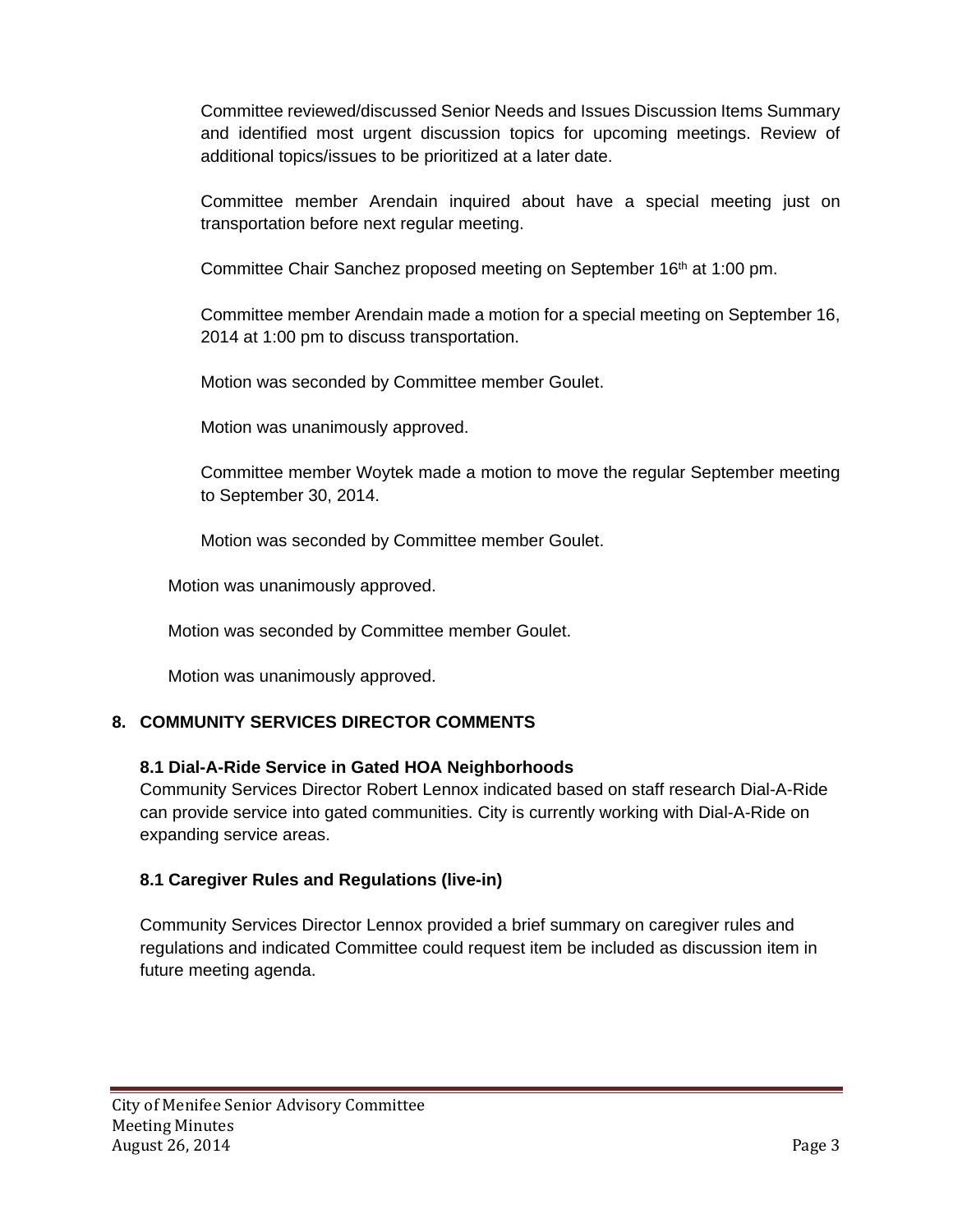Committee reviewed/discussed Senior Needs and Issues Discussion Items Summary and identified most urgent discussion topics for upcoming meetings. Review of additional topics/issues to be prioritized at a later date.

Committee member Arendain inquired about have a special meeting just on transportation before next regular meeting.

Committee Chair Sanchez proposed meeting on September 16th at 1:00 pm.

Committee member Arendain made a motion for a special meeting on September 16, 2014 at 1:00 pm to discuss transportation.

Motion was seconded by Committee member Goulet.

Motion was unanimously approved.

Committee member Woytek made a motion to move the regular September meeting to September 30, 2014.

Motion was seconded by Committee member Goulet.

Motion was unanimously approved.

Motion was seconded by Committee member Goulet.

Motion was unanimously approved.

## 8. COMMUNITY SERVICES DIRECTOR COMMENTS

### 8.1 Dial-A-Ride Service in Gated HOA Neighborhoods

Community Services Director Robert Lennox indicated based on staff research Dial-A-Ride can provide service into gated communities. City is currently working with Dial-A-Ride on expanding service areas.

### 8.1 Caregiver Rules and Regulations (live-in)

Community Services Director Lennox provided a brief summary on caregiver rules and regulations and indicated Committee could request item be included as discussion item in future meeting agenda.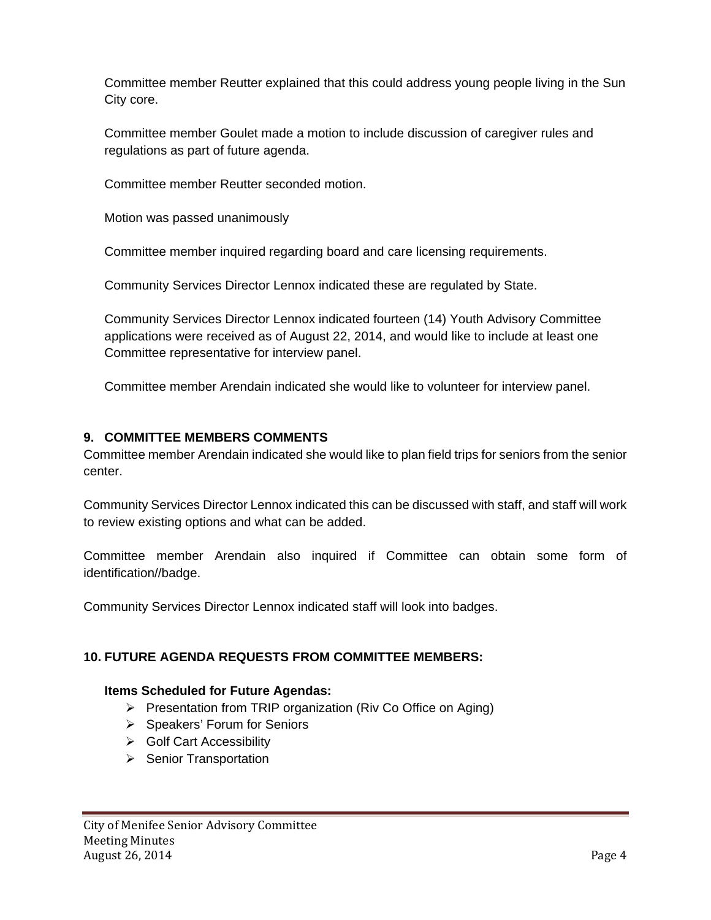Committee member Reutter explained that this could address young people living in the Sun City core.

Committee member Goulet made a motion to include discussion of caregiver rules and regulations as part of future agenda.

Committee member Reutter seconded motion.

Motion was passed unanimously

Committee member inquired regarding board and care licensing requirements.

Community Services Director Lennox indicated these are regulated by State.

Community Services Director Lennox indicated fourteen (14) Youth Advisory Committee applications were received as of August 22, 2014, and would like to include at least one Committee representative for interview panel.

Committee member Arendain indicated she would like to volunteer for interview panel.

## 9. COMMITTEE MEMBERS COMMENTS

Committee member Arendain indicated she would like to plan field trips for seniors from the senior center.

Community Services Director Lennox indicated this can be discussed with staff, and staff will work to review existing options and what can be added.

Committee member Arendain also inquired if Committee can obtain some form of identification//badge.

Community Services Director Lennox indicated staff will look into badges.

## 10. FUTURE AGENDA REQUESTS FROM COMMITTEE MEMBERS:

**Items Scheduled for Future Agendas:**

- Presentation from TRIP organization (Riv Co Office on Aging)
- Speakers' Forum for Seniors
- Golf Cart Accessibility
- Senior Transportation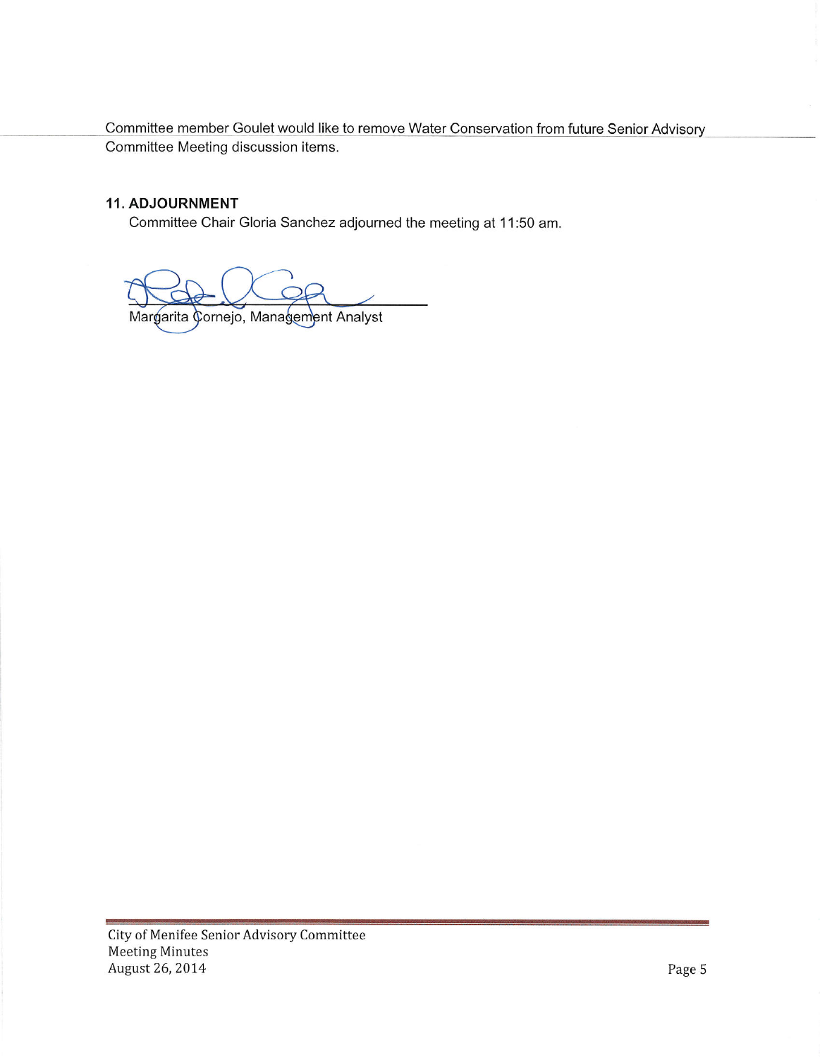Committee member Goulet would like to remove Water Conservation from future Senior Advisory Committee Meeting discussion items.

## 11. ADJOURNMENT

Committee Chair Gloria Sanchez adjourned the meeting at 11:50 am.

Margarita Cornejo, Management Analyst